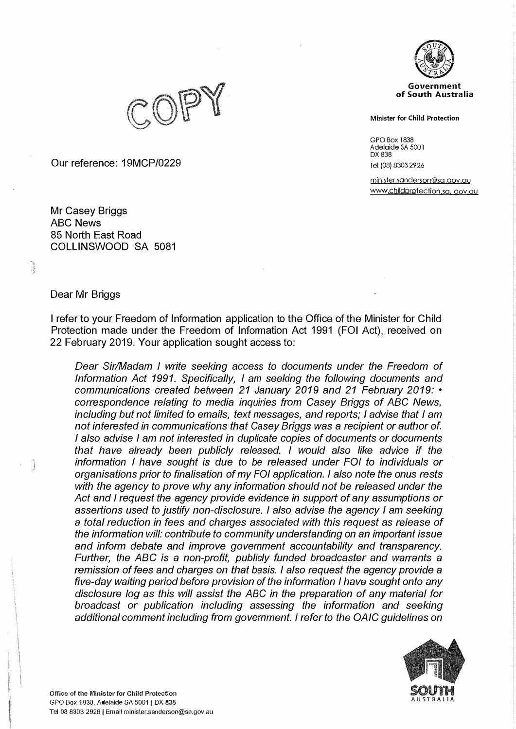COPY

**Government of South Australia**

**Minister for Child Protection**

GPO Box 1838
Adelaide SA 5001
DX 838
Tel (08) 8303 2926

minister.sanderson@sa.gov.au
www.childprotection.sa.gov.au

Our reference: 19MCP/0229

Mr Casey Briggs
ABC News
85 North East Road
COLLINSWOOD SA 5081

Dear Mr Briggs

I refer to your Freedom of Information application to the Office of the Minister for Child Protection made under the Freedom of Information Act 1991 (FOI Act), received on 22 February 2019. Your application sought access to:

> *Dear Sir/Madam I write seeking access to documents under the Freedom of Information Act 1991. Specifically, I am seeking the following documents and communications created between 21 January 2019 and 21 February 2019: • correspondence relating to media inquiries from Casey Briggs of ABC News, including but not limited to emails, text messages, and reports; I advise that I am not interested in communications that Casey Briggs was a recipient or author of. I also advise I am not interested in duplicate copies of documents or documents that have already been publicly released. I would also like advice if the information I have sought is due to be released under FOI to individuals or organisations prior to finalisation of my FOI application. I also note the onus rests with the agency to prove why any information should not be released under the Act and I request the agency provide evidence in support of any assumptions or assertions used to justify non-disclosure. I also advise the agency I am seeking a total reduction in fees and charges associated with this request as release of the information will: contribute to community understanding on an important issue and inform debate and improve government accountability and transparency. Further, the ABC is a non-profit, publicly funded broadcaster and warrants a remission of fees and charges on that basis. I also request the agency provide a five-day waiting period before provision of the information I have sought onto any disclosure log as this will assist the ABC in the preparation of any material for broadcast or publication including assessing the information and seeking additional comment including from government. I refer to the OAIC guidelines on*

Office of the Minister for Child Protection
GPO Box 1838, Adelaide SA 5001 | DX 838
Tel 08 8303 2926 | Email minister.sanderson@sa.gov.au

SOUTH AUSTRALIA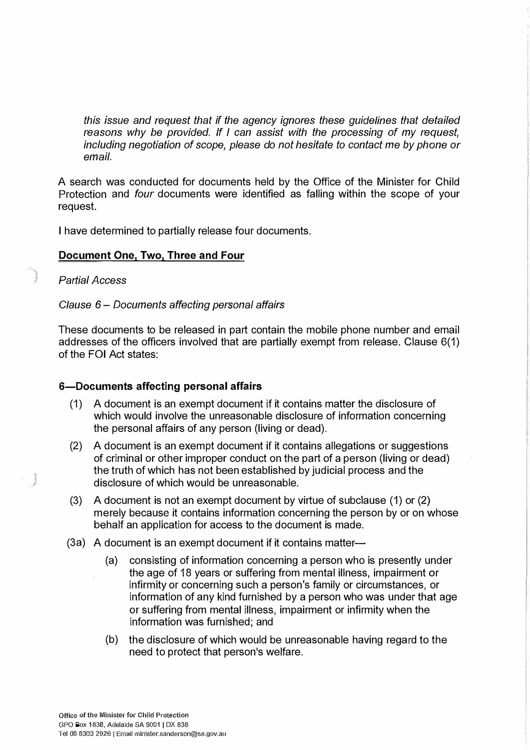*this issue and request that if the agency ignores these guidelines that detailed reasons why be provided. If I can assist with the processing of my request, including negotiation of scope, please do not hesitate to contact me by phone or email.*

A search was conducted for documents held by the Office of the Minister for Child Protection and *four* documents were identified as falling within the scope of your request.

I have determined to partially release four documents.

**Document One, Two, Three and Four**

*Partial Access*

*Clause 6 – Documents affecting personal affairs*

These documents to be released in part contain the mobile phone number and email addresses of the officers involved that are partially exempt from release. Clause 6(1) of the FOI Act states:

**6—Documents affecting personal affairs**

(1) A document is an exempt document if it contains matter the disclosure of which would involve the unreasonable disclosure of information concerning the personal affairs of any person (living or dead).

(2) A document is an exempt document if it contains allegations or suggestions of criminal or other improper conduct on the part of a person (living or dead) the truth of which has not been established by judicial process and the disclosure of which would be unreasonable.

(3) A document is not an exempt document by virtue of subclause (1) or (2) merely because it contains information concerning the person by or on whose behalf an application for access to the document is made.

(3a) A document is an exempt document if it contains matter—

(a) consisting of information concerning a person who is presently under the age of 18 years or suffering from mental illness, impairment or infirmity or concerning such a person's family or circumstances, or information of any kind furnished by a person who was under that age or suffering from mental illness, impairment or infirmity when the information was furnished; and

(b) the disclosure of which would be unreasonable having regard to the need to protect that person's welfare.

Office of the Minister for Child Protection
GPO Box 1838, Adelaide SA 5001 | DX 838
Tel 08 8303 2926 | Email minister.sanderson@sa.gov.au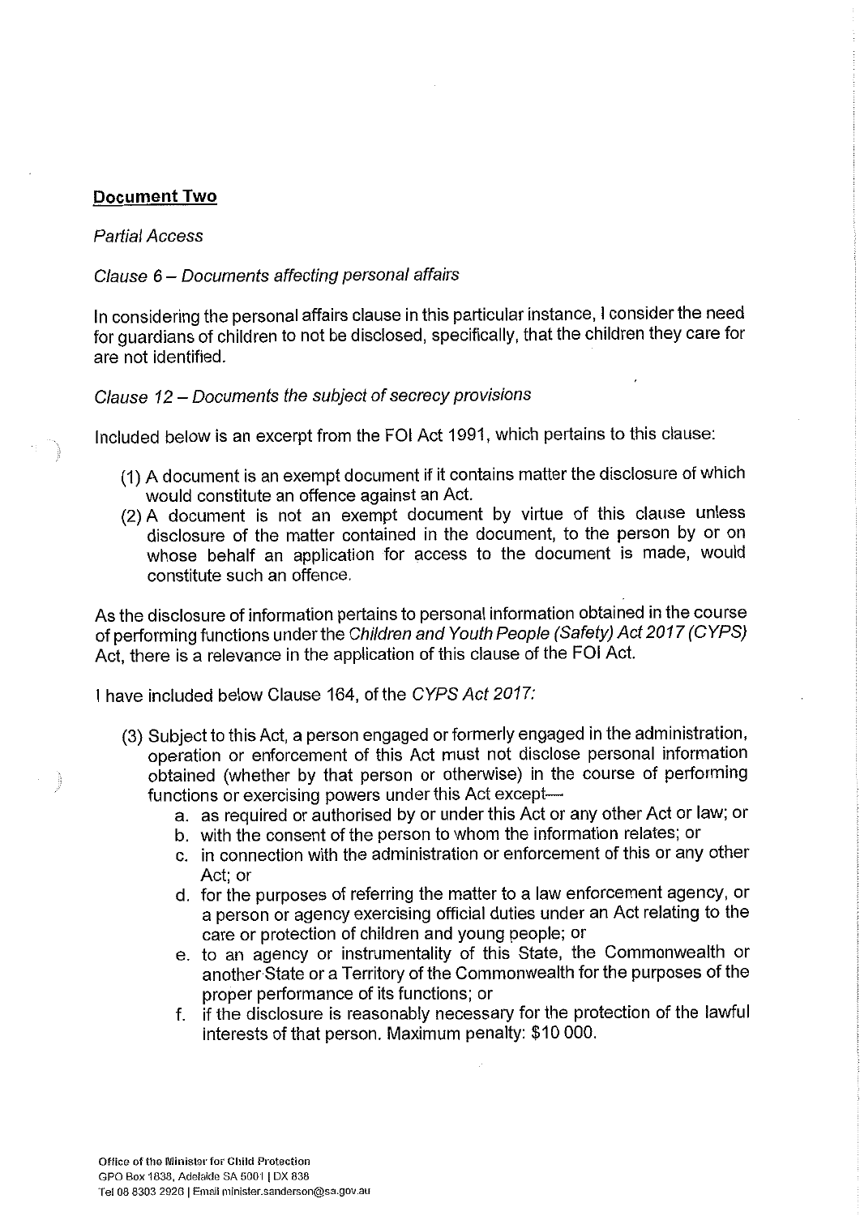**Document Two**

*Partial Access*

*Clause 6 – Documents affecting personal affairs*

In considering the personal affairs clause in this particular instance, I consider the need for guardians of children to not be disclosed, specifically, that the children they care for are not identified.

*Clause 12 – Documents the subject of secrecy provisions*

Included below is an excerpt from the FOI Act 1991, which pertains to this clause:

(1) A document is an exempt document if it contains matter the disclosure of which would constitute an offence against an Act.
(2) A document is not an exempt document by virtue of this clause unless disclosure of the matter contained in the document, to the person by or on whose behalf an application for access to the document is made, would constitute such an offence.

As the disclosure of information pertains to personal information obtained in the course of performing functions under the *Children and Youth People (Safety) Act 2017 (CYPS)* Act, there is a relevance in the application of this clause of the FOI Act.

I have included below Clause 164, of the *CYPS Act 2017:*

(3) Subject to this Act, a person engaged or formerly engaged in the administration, operation or enforcement of this Act must not disclose personal information obtained (whether by that person or otherwise) in the course of performing functions or exercising powers under this Act except—
   a. as required or authorised by or under this Act or any other Act or law; or
   b. with the consent of the person to whom the information relates; or
   c. in connection with the administration or enforcement of this or any other Act; or
   d. for the purposes of referring the matter to a law enforcement agency, or a person or agency exercising official duties under an Act relating to the care or protection of children and young people; or
   e. to an agency or instrumentality of this State, the Commonwealth or another State or a Territory of the Commonwealth for the purposes of the proper performance of its functions; or
   f. if the disclosure is reasonably necessary for the protection of the lawful interests of that person. Maximum penalty: $10 000.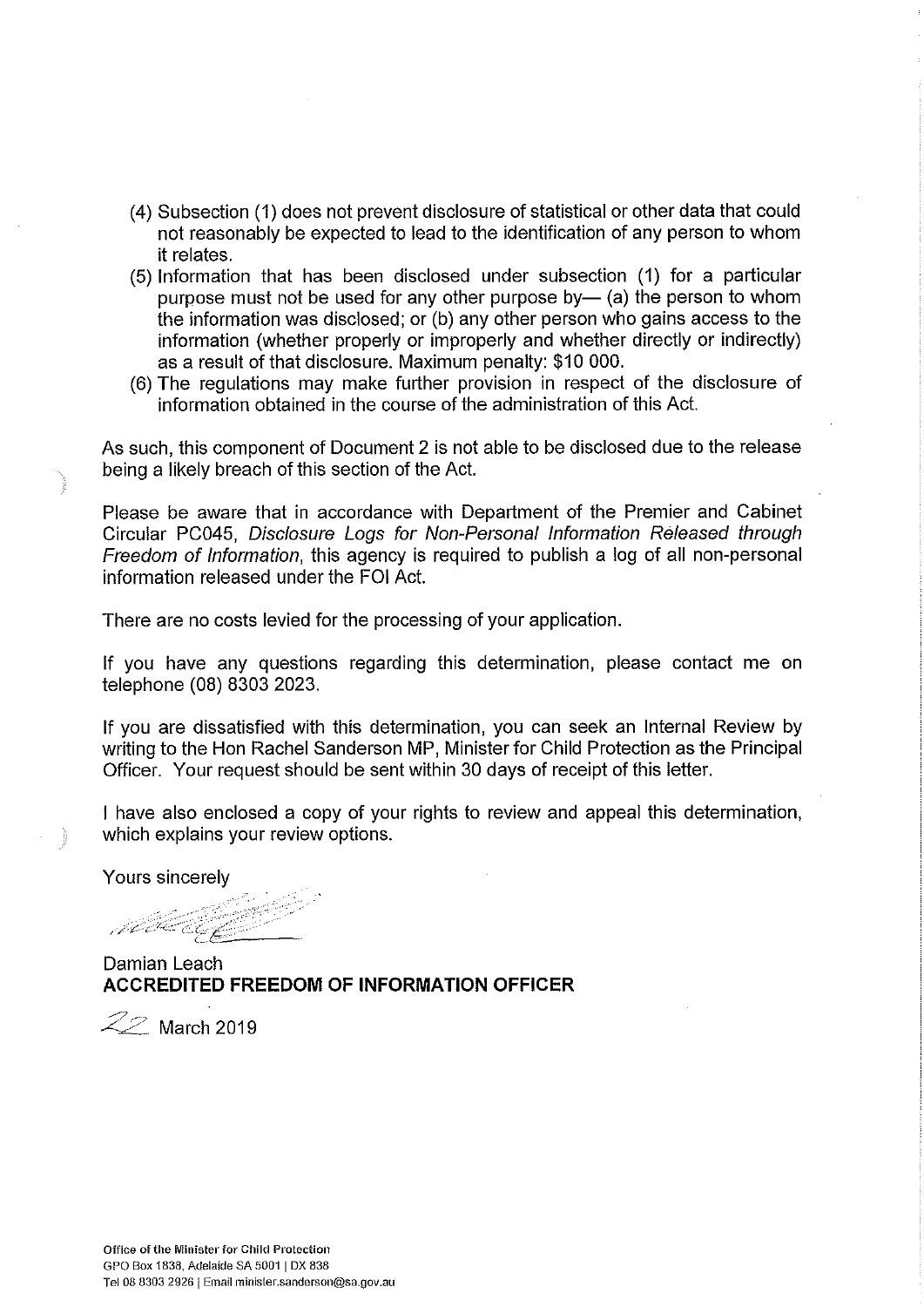(4) Subsection (1) does not prevent disclosure of statistical or other data that could not reasonably be expected to lead to the identification of any person to whom it relates.

(5) Information that has been disclosed under subsection (1) for a particular purpose must not be used for any other purpose by— (a) the person to whom the information was disclosed; or (b) any other person who gains access to the information (whether properly or improperly and whether directly or indirectly) as a result of that disclosure. Maximum penalty: $10 000.

(6) The regulations may make further provision in respect of the disclosure of information obtained in the course of the administration of this Act.

As such, this component of Document 2 is not able to be disclosed due to the release being a likely breach of this section of the Act.

Please be aware that in accordance with Department of the Premier and Cabinet Circular PC045, *Disclosure Logs for Non-Personal Information Released through Freedom of Information*, this agency is required to publish a log of all non-personal information released under the FOI Act.

There are no costs levied for the processing of your application.

If you have any questions regarding this determination, please contact me on telephone (08) 8303 2023.

If you are dissatisfied with this determination, you can seek an Internal Review by writing to the Hon Rachel Sanderson MP, Minister for Child Protection as the Principal Officer. Your request should be sent within 30 days of receipt of this letter.

I have also enclosed a copy of your rights to review and appeal this determination, which explains your review options.

Yours sincerely

Damian Leach
**ACCREDITED FREEDOM OF INFORMATION OFFICER**

22 March 2019

**Office of the Minister for Child Protection**
GPO Box 1838, Adelaide SA 5001 | DX 838
Tel 08 8303 2926 | Email minister.sanderson@sa.gov.au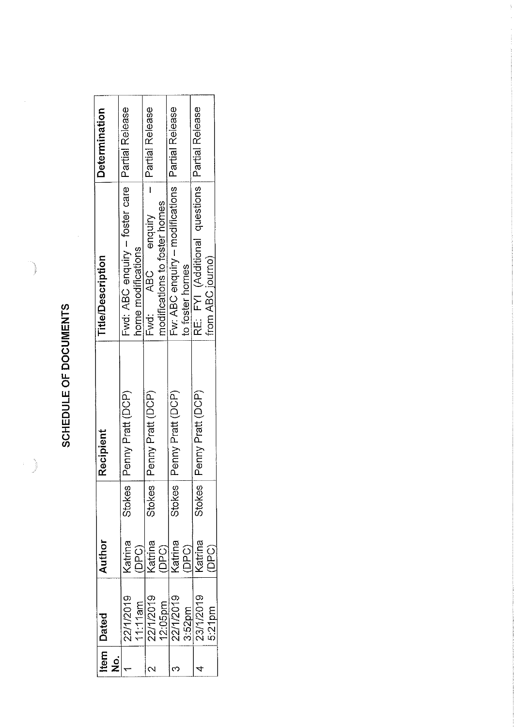# SCHEDULE OF DOCUMENTS

| Item No. | Dated | Author | Recipient | Title/Description | Determination |
|---|---|---|---|---|---|
| 1 | 22/1/2019 11:11am | Katrina Stokes (DPC) | Penny Pratt (DCP) | Fwd: ABC enquiry – foster care home modifications | Partial Release |
| 2 | 22/1/2019 12:05pm | Katrina Stokes (DPC) | Penny Pratt (DCP) | Fwd: ABC enquiry – modifications to foster homes | Partial Release |
| 3 | 22/1/2019 3:52pm | Katrina Stokes (DPC) | Penny Pratt (DCP) | Fw: ABC enquiry – modifications to foster homes | Partial Release |
| 4 | 23/1/2019 5:21pm | Katrina Stokes (DPC) | Penny Pratt (DCP) | RE: FYI (Additional questions from ABC journo) | Partial Release |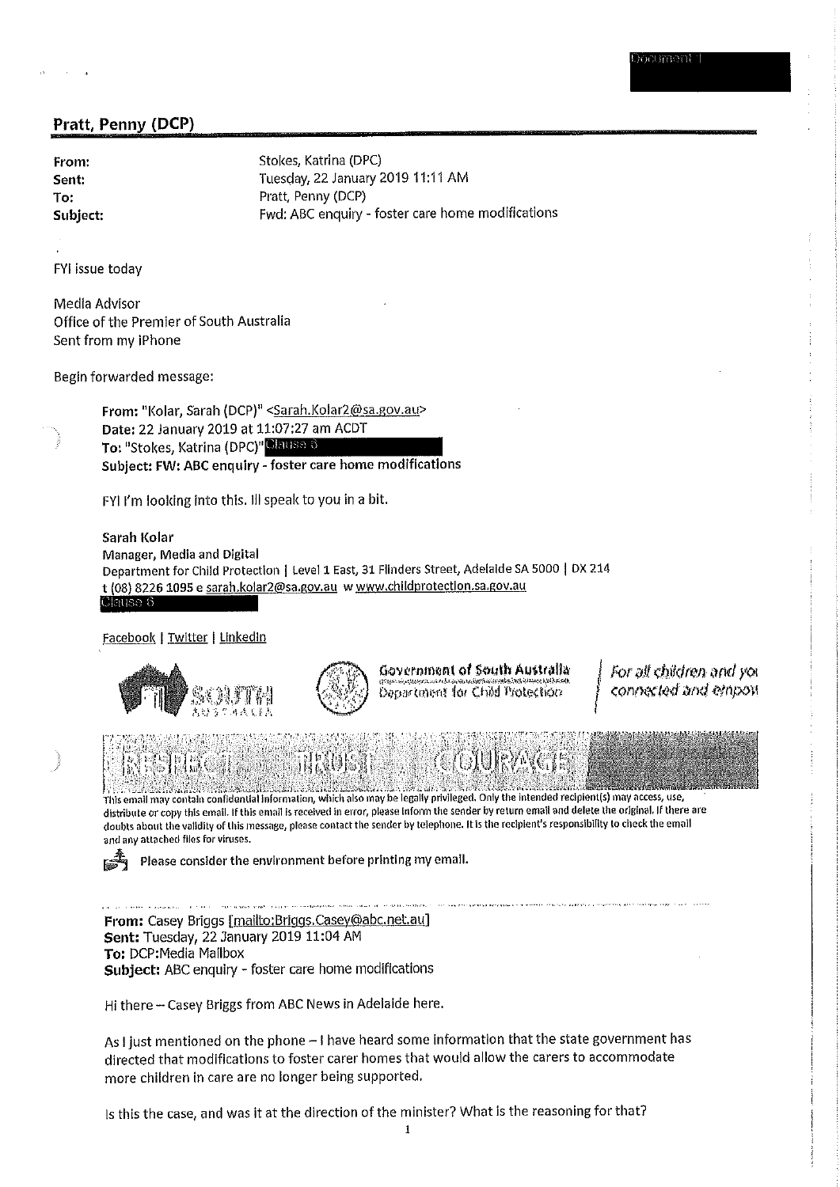Document 1

## Pratt, Penny (DCP)

| | |
|---|---|
| **From:** | Stokes, Katrina (DPC) |
| **Sent:** | Tuesday, 22 January 2019 11:11 AM |
| **To:** | Pratt, Penny (DCP) |
| **Subject:** | Fwd: ABC enquiry - foster care home modifications |

FYI issue today

Media Advisor
Office of the Premier of South Australia
Sent from my iPhone

Begin forwarded message:

> **From:** "Kolar, Sarah (DCP)" <Sarah.Kolar2@sa.gov.au>
> **Date:** 22 January 2019 at 11:07:27 am ACDT
> **To:** "Stokes, Katrina (DPC)" Clause 6
> **Subject: FW: ABC enquiry - foster care home modifications**
>
> FYI I'm looking into this. Ill speak to you in a bit.
>
> Sarah Kolar
> Manager, Media and Digital
> Department for Child Protection | Level 1 East, 31 Flinders Street, Adelaide SA 5000 | DX 214
> t (08) 8226 1095 e sarah.kolar2@sa.gov.au w www.childprotection.sa.gov.au
> Clause 6
>
> Facebook | Twitter | LinkedIn
>
> Government of South Australia
> Department for Child Protection
>
> *For all children and you connected and empow*
>
> RESPECT TRUST COURAGE
>
> This email may contain confidential information, which also may be legally privileged. Only the intended recipient(s) may access, use, distribute or copy this email. If this email is received in error, please inform the sender by return email and delete the original. If there are doubts about the validity of this message, please contact the sender by telephone. It is the recipient's responsibility to check the email and any attached files for viruses.
>
> Please consider the environment before printing my email.
>
> ---
>
> **From:** Casey Briggs [mailto:Briggs.Casey@abc.net.au]
> **Sent:** Tuesday, 22 January 2019 11:04 AM
> **To:** DCP:Media Mailbox
> **Subject:** ABC enquiry - foster care home modifications
>
> Hi there – Casey Briggs from ABC News in Adelaide here.
>
> As I just mentioned on the phone – I have heard some information that the state government has directed that modifications to foster carer homes that would allow the carers to accommodate more children in care are no longer being supported.
>
> Is this the case, and was it at the direction of the minister? What is the reasoning for that?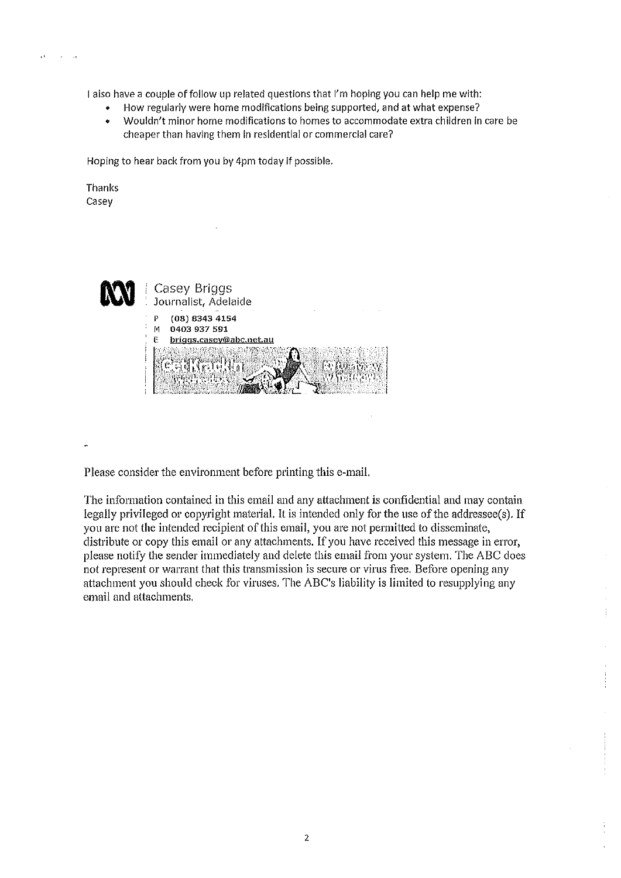I also have a couple of follow up related questions that I'm hoping you can help me with:

- How regularly were home modifications being supported, and at what expense?
- Wouldn't minor home modifications to homes to accommodate extra children in care be cheaper than having them in residential or commercial care?

Hoping to hear back from you by 4pm today if possible.

Thanks
Casey

Casey Briggs
Journalist, Adelaide

P (08) 8343 4154
M 0403 937 591
E briggs.casey@abc.net.au

Please consider the environment before printing this e-mail.

The information contained in this email and any attachment is confidential and may contain legally privileged or copyright material. It is intended only for the use of the addressee(s). If you are not the intended recipient of this email, you are not permitted to disseminate, distribute or copy this email or any attachments. If you have received this message in error, please notify the sender immediately and delete this email from your system. The ABC does not represent or warrant that this transmission is secure or virus free. Before opening any attachment you should check for viruses. The ABC's liability is limited to resupplying any email and attachments.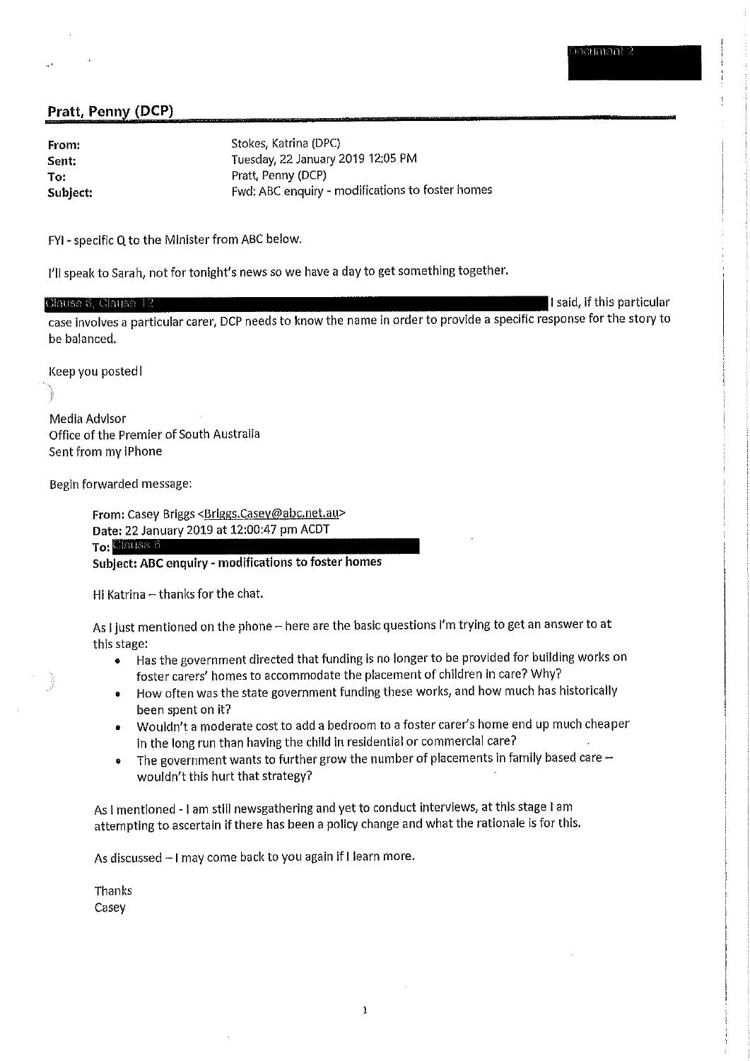Document 2

## Pratt, Penny (DCP)

**From:** Stokes, Katrina (DPC)
**Sent:** Tuesday, 22 January 2019 12:05 PM
**To:** Pratt, Penny (DCP)
**Subject:** Fwd: ABC enquiry - modifications to foster homes

FYI - specific Q to the Minister from ABC below.

I'll speak to Sarah, not for tonight's news so we have a day to get something together.

Clause 6, Clause 12 I said, if this particular case involves a particular carer, DCP needs to know the name in order to provide a specific response for the story to be balanced.

Keep you posted!

Media Advisor
Office of the Premier of South Australia
Sent from my iPhone

Begin forwarded message:

> **From:** Casey Briggs <Briggs.Casey@abc.net.au>
> **Date:** 22 January 2019 at 12:00:47 pm ACDT
> **To:** Clause 6
> **Subject: ABC enquiry - modifications to foster homes**
>
> Hi Katrina – thanks for the chat.
>
> As I just mentioned on the phone – here are the basic questions I'm trying to get an answer to at this stage:
>
> - Has the government directed that funding is no longer to be provided for building works on foster carers' homes to accommodate the placement of children in care? Why?
> - How often was the state government funding these works, and how much has historically been spent on it?
> - Wouldn't a moderate cost to add a bedroom to a foster carer's home end up much cheaper in the long run than having the child in residential or commercial care?
> - The government wants to further grow the number of placements in family based care – wouldn't this hurt that strategy?
>
> As I mentioned - I am still newsgathering and yet to conduct interviews, at this stage I am attempting to ascertain if there has been a policy change and what the rationale is for this.
>
> As discussed – I may come back to you again if I learn more.
>
> Thanks
> Casey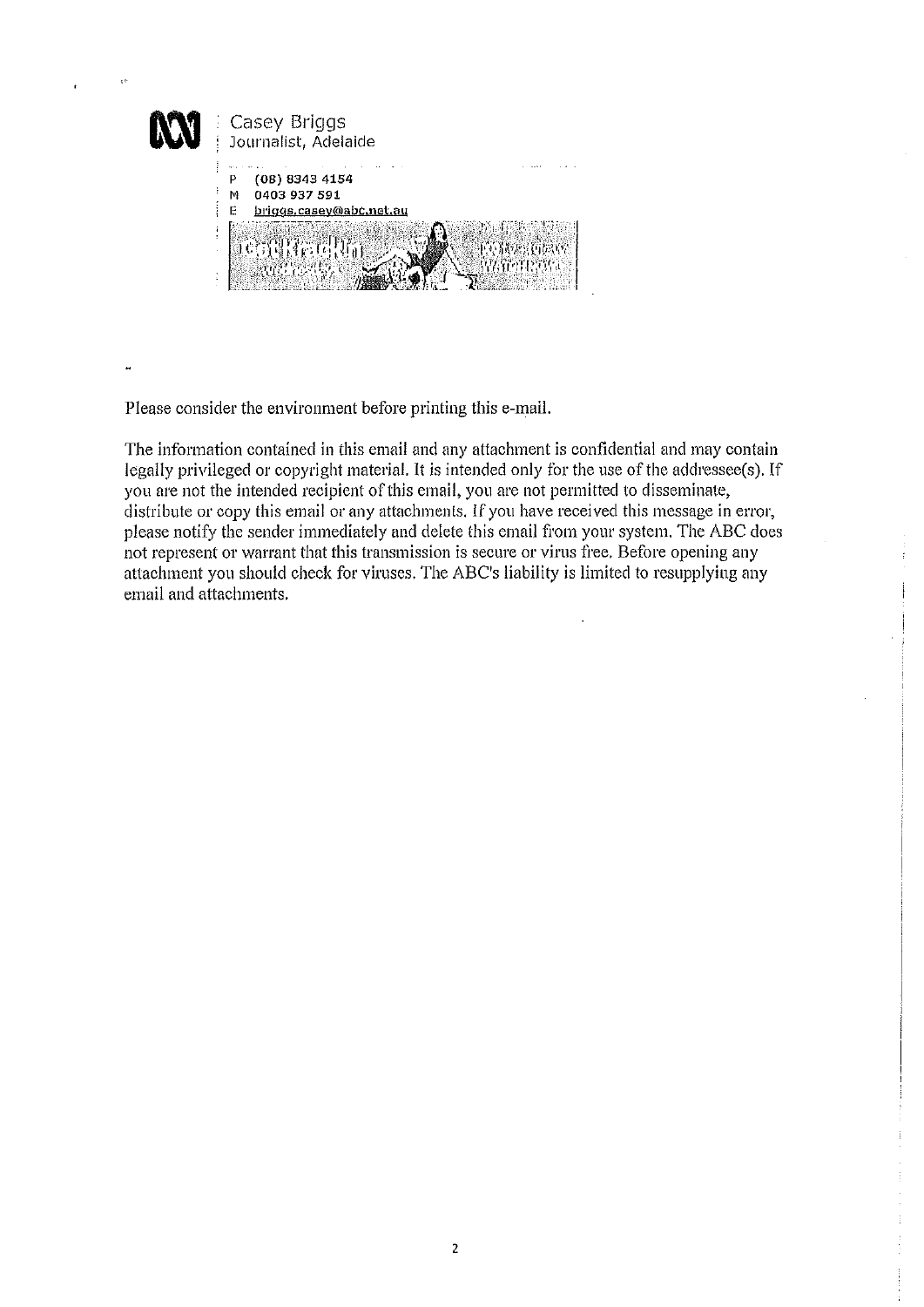Casey Briggs
Journalist, Adelaide

P (08) 8343 4154
M 0403 937 591
E briggs.casey@abc.net.au

Please consider the environment before printing this e-mail.

The information contained in this email and any attachment is confidential and may contain legally privileged or copyright material. It is intended only for the use of the addressee(s). If you are not the intended recipient of this email, you are not permitted to disseminate, distribute or copy this email or any attachments. If you have received this message in error, please notify the sender immediately and delete this email from your system. The ABC does not represent or warrant that this transmission is secure or virus free. Before opening any attachment you should check for viruses. The ABC's liability is limited to resupplying any email and attachments.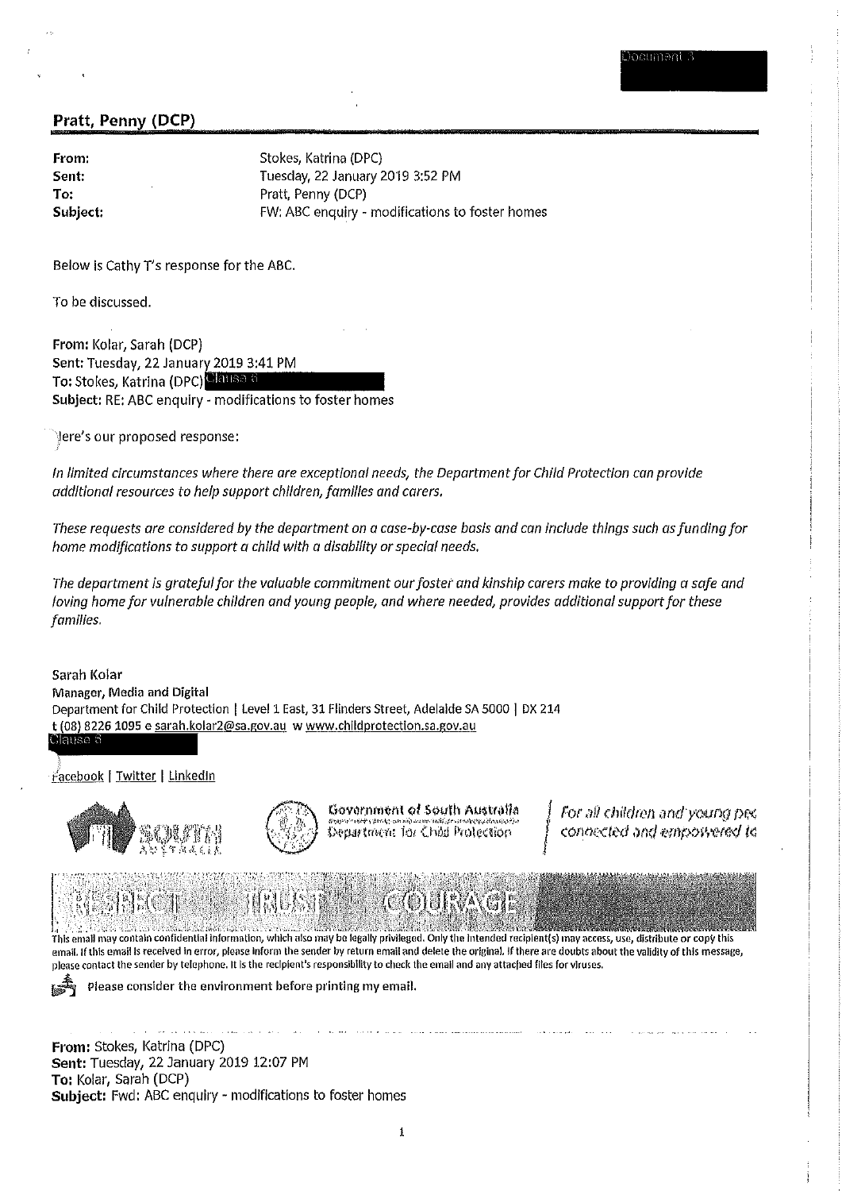Document 3

## Pratt, Penny (DCP)

**From:** Stokes, Katrina (DPC)
**Sent:** Tuesday, 22 January 2019 3:52 PM
**To:** Pratt, Penny (DCP)
**Subject:** FW: ABC enquiry - modifications to foster homes

Below is Cathy T's response for the ABC.

To be discussed.

**From:** Kolar, Sarah (DCP)
**Sent:** Tuesday, 22 January 2019 3:41 PM
**To:** Stokes, Katrina (DPC) Clause 6
**Subject:** RE: ABC enquiry - modifications to foster homes

Here's our proposed response:

*In limited circumstances where there are exceptional needs, the Department for Child Protection can provide additional resources to help support children, families and carers.*

*These requests are considered by the department on a case-by-case basis and can include things such as funding for home modifications to support a child with a disability or special needs.*

*The department is grateful for the valuable commitment our foster and kinship carers make to providing a safe and loving home for vulnerable children and young people, and where needed, provides additional support for these families.*

Sarah Kolar
Manager, Media and Digital
Department for Child Protection | Level 1 East, 31 Flinders Street, Adelaide SA 5000 | DX 214
t (08) 8226 1095 e sarah.kolar2@sa.gov.au w www.childprotection.sa.gov.au
Clause 6

Facebook | Twitter | LinkedIn

Government of South Australia
Department for Child Protection

*For all children and young people connected and empowered to*

RESPECT TRUST COURAGE

This email may contain confidential information, which also may be legally privileged. Only the intended recipient(s) may access, use, distribute or copy this email. If this email is received in error, please inform the sender by return email and delete the original. If there are doubts about the validity of this message, please contact the sender by telephone. It is the recipient's responsibility to check the email and any attached files for viruses.

Please consider the environment before printing my email.

**From:** Stokes, Katrina (DPC)
**Sent:** Tuesday, 22 January 2019 12:07 PM
**To:** Kolar, Sarah (DCP)
**Subject:** Fwd: ABC enquiry - modifications to foster homes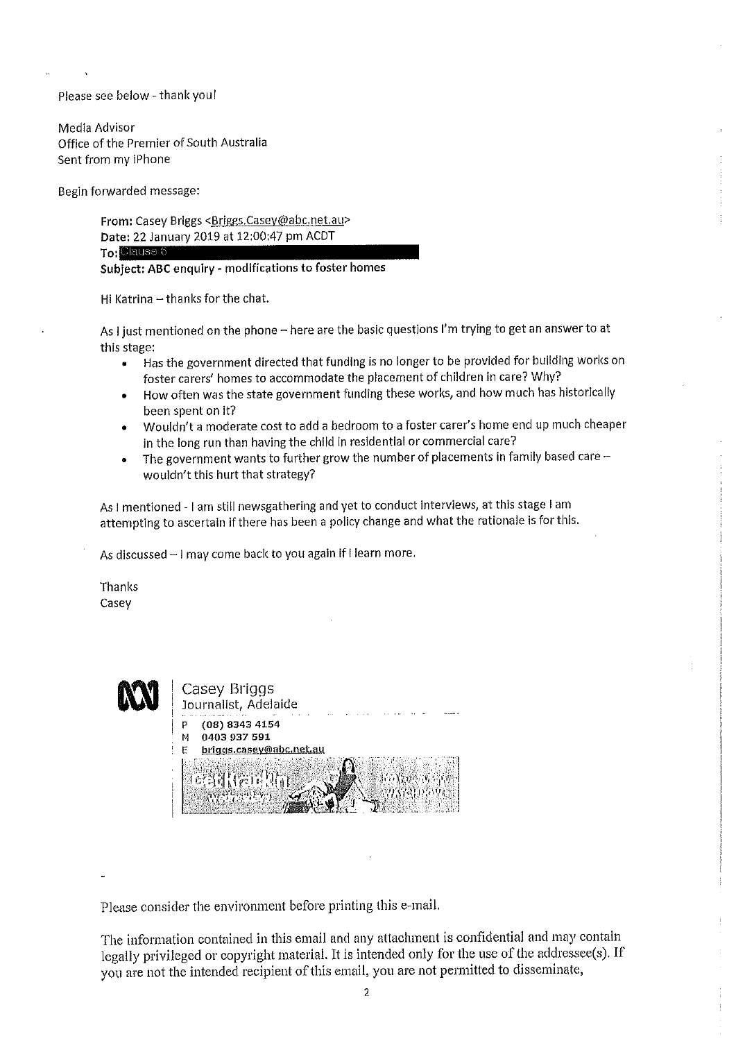Please see below - thank you!

Media Advisor
Office of the Premier of South Australia
Sent from my iPhone

Begin forwarded message:

> **From:** Casey Briggs <Briggs.Casey@abc.net.au>
> **Date:** 22 January 2019 at 12:00:47 pm ACDT
> **To:** Clause 6
> **Subject: ABC enquiry - modifications to foster homes**
>
> Hi Katrina – thanks for the chat.
>
> As I just mentioned on the phone – here are the basic questions I'm trying to get an answer to at this stage:
>
> - Has the government directed that funding is no longer to be provided for building works on foster carers' homes to accommodate the placement of children in care? Why?
> - How often was the state government funding these works, and how much has historically been spent on it?
> - Wouldn't a moderate cost to add a bedroom to a foster carer's home end up much cheaper in the long run than having the child in residential or commercial care?
> - The government wants to further grow the number of placements in family based care – wouldn't this hurt that strategy?
>
> As I mentioned - I am still newsgathering and yet to conduct interviews, at this stage I am attempting to ascertain if there has been a policy change and what the rationale is for this.
>
> As discussed – I may come back to you again if I learn more.
>
> Thanks
> Casey
>
> Casey Briggs
> Journalist, Adelaide
> P (08) 8343 4154
> M 0403 937 591
> E briggs.casey@abc.net.au

Please consider the environment before printing this e-mail.

The information contained in this email and any attachment is confidential and may contain legally privileged or copyright material. It is intended only for the use of the addressee(s). If you are not the intended recipient of this email, you are not permitted to disseminate,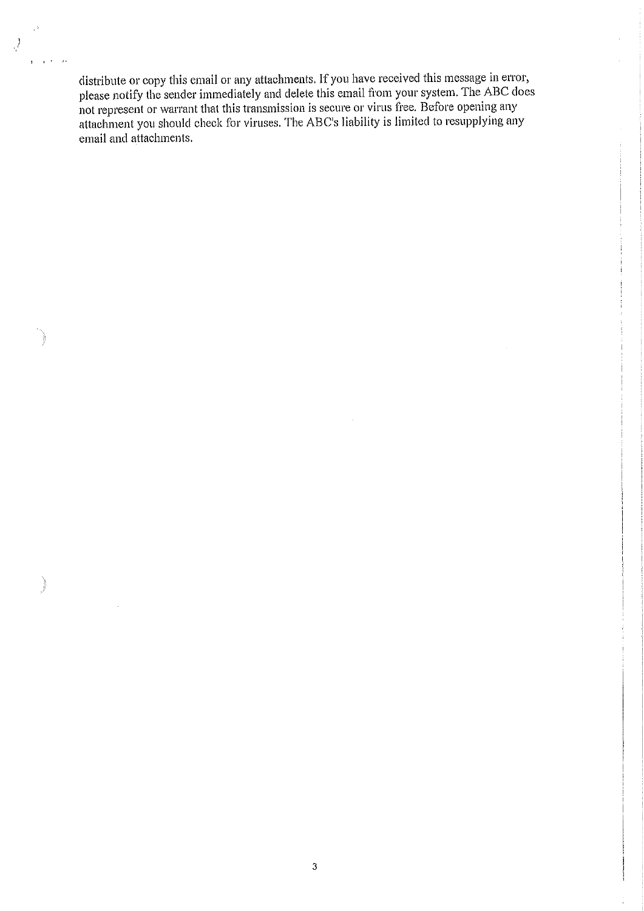distribute or copy this email or any attachments. If you have received this message in error, please notify the sender immediately and delete this email from your system. The ABC does not represent or warrant that this transmission is secure or virus free. Before opening any attachment you should check for viruses. The ABC's liability is limited to resupplying any email and attachments.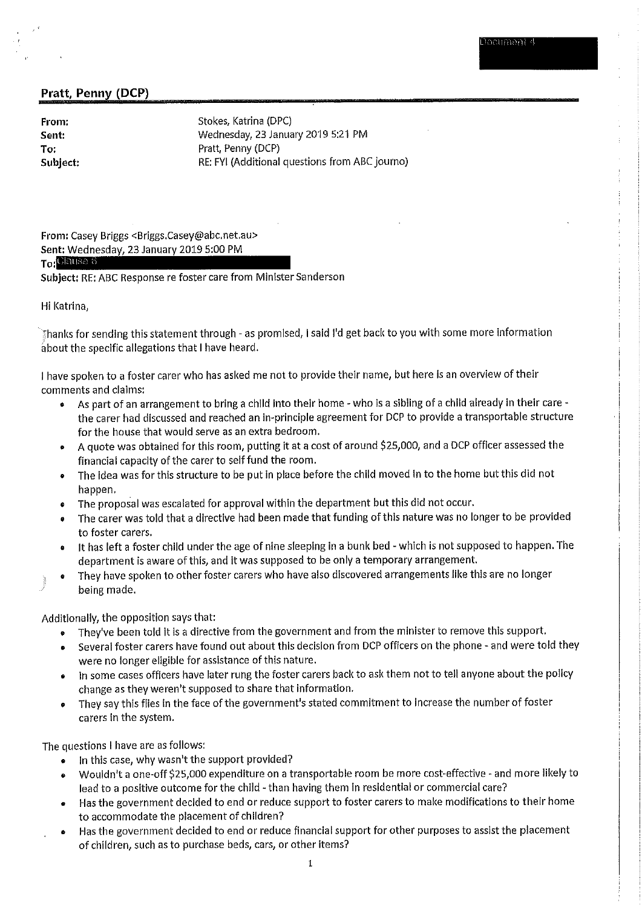## Pratt, Penny (DCP)

| | |
|---|---|
| **From:** | Stokes, Katrina (DPC) |
| **Sent:** | Wednesday, 23 January 2019 5:21 PM |
| **To:** | Pratt, Penny (DCP) |
| **Subject:** | RE: FYI (Additional questions from ABC journo) |

From: Casey Briggs <Briggs.Casey@abc.net.au>
Sent: Wednesday, 23 January 2019 5:00 PM
To: Clause 6
Subject: RE: ABC Response re foster care from Minister Sanderson

Hi Katrina,

Thanks for sending this statement through - as promised, I said I'd get back to you with some more information about the specific allegations that I have heard.

I have spoken to a foster carer who has asked me not to provide their name, but here is an overview of their comments and claims:

- As part of an arrangement to bring a child into their home - who is a sibling of a child already in their care - the carer had discussed and reached an in-principle agreement for DCP to provide a transportable structure for the house that would serve as an extra bedroom.
- A quote was obtained for this room, putting it at a cost of around $25,000, and a DCP officer assessed the financial capacity of the carer to self fund the room.
- The idea was for this structure to be put in place before the child moved in to the home but this did not happen.
- The proposal was escalated for approval within the department but this did not occur.
- The carer was told that a directive had been made that funding of this nature was no longer to be provided to foster carers.
- It has left a foster child under the age of nine sleeping in a bunk bed - which is not supposed to happen. The department is aware of this, and it was supposed to be only a temporary arrangement.
- They have spoken to other foster carers who have also discovered arrangements like this are no longer being made.

Additionally, the opposition says that:

- They've been told it is a directive from the government and from the minister to remove this support.
- Several foster carers have found out about this decision from DCP officers on the phone - and were told they were no longer eligible for assistance of this nature.
- In some cases officers have later rung the foster carers back to ask them not to tell anyone about the policy change as they weren't supposed to share that information.
- They say this flies in the face of the government's stated commitment to increase the number of foster carers in the system.

The questions I have are as follows:

- In this case, why wasn't the support provided?
- Wouldn't a one-off $25,000 expenditure on a transportable room be more cost-effective - and more likely to lead to a positive outcome for the child - than having them in residential or commercial care?
- Has the government decided to end or reduce support to foster carers to make modifications to their home to accommodate the placement of children?
- Has the government decided to end or reduce financial support for other purposes to assist the placement of children, such as to purchase beds, cars, or other items?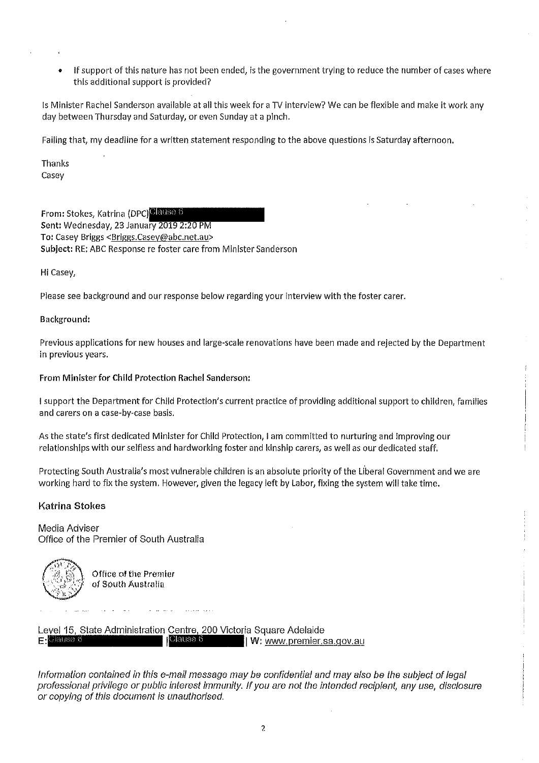- If support of this nature has not been ended, is the government trying to reduce the number of cases where this additional support is provided?

Is Minister Rachel Sanderson available at all this week for a TV interview? We can be flexible and make it work any day between Thursday and Saturday, or even Sunday at a pinch.

Failing that, my deadline for a written statement responding to the above questions is Saturday afternoon.

Thanks
Casey

**From:** Stokes, Katrina (DPC) Clause 6
**Sent:** Wednesday, 23 January 2019 2:20 PM
**To:** Casey Briggs <Briggs.Casey@abc.net.au>
**Subject:** RE: ABC Response re foster care from Minister Sanderson

Hi Casey,

Please see background and our response below regarding your interview with the foster carer.

Background:

Previous applications for new houses and large-scale renovations have been made and rejected by the Department in previous years.

**From Minister for Child Protection Rachel Sanderson:**

I support the Department for Child Protection's current practice of providing additional support to children, families and carers on a case-by-case basis.

As the state's first dedicated Minister for Child Protection, I am committed to nurturing and improving our relationships with our selfless and hardworking foster and kinship carers, as well as our dedicated staff.

Protecting South Australia's most vulnerable children is an absolute priority of the Liberal Government and we are working hard to fix the system. However, given the legacy left by Labor, fixing the system will take time.

**Katrina Stokes**

Media Adviser
Office of the Premier of South Australia

Office of the Premier
of South Australia

Level 15, State Administration Centre, 200 Victoria Square Adelaide
E: Clause 6 | Clause 6 | W: www.premier.sa.gov.au

*Information contained in this e-mail message may be confidential and may also be the subject of legal professional privilege or public interest immunity. If you are not the intended recipient, any use, disclosure or copying of this document is unauthorised.*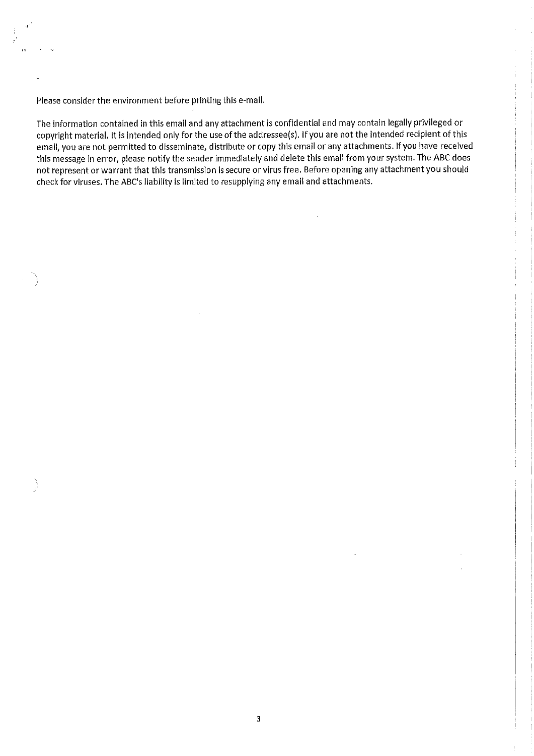Please consider the environment before printing this e-mail.

The information contained in this email and any attachment is confidential and may contain legally privileged or copyright material. It is intended only for the use of the addressee(s). If you are not the intended recipient of this email, you are not permitted to disseminate, distribute or copy this email or any attachments. If you have received this message in error, please notify the sender immediately and delete this email from your system. The ABC does not represent or warrant that this transmission is secure or virus free. Before opening any attachment you should check for viruses. The ABC's liability is limited to resupplying any email and attachments.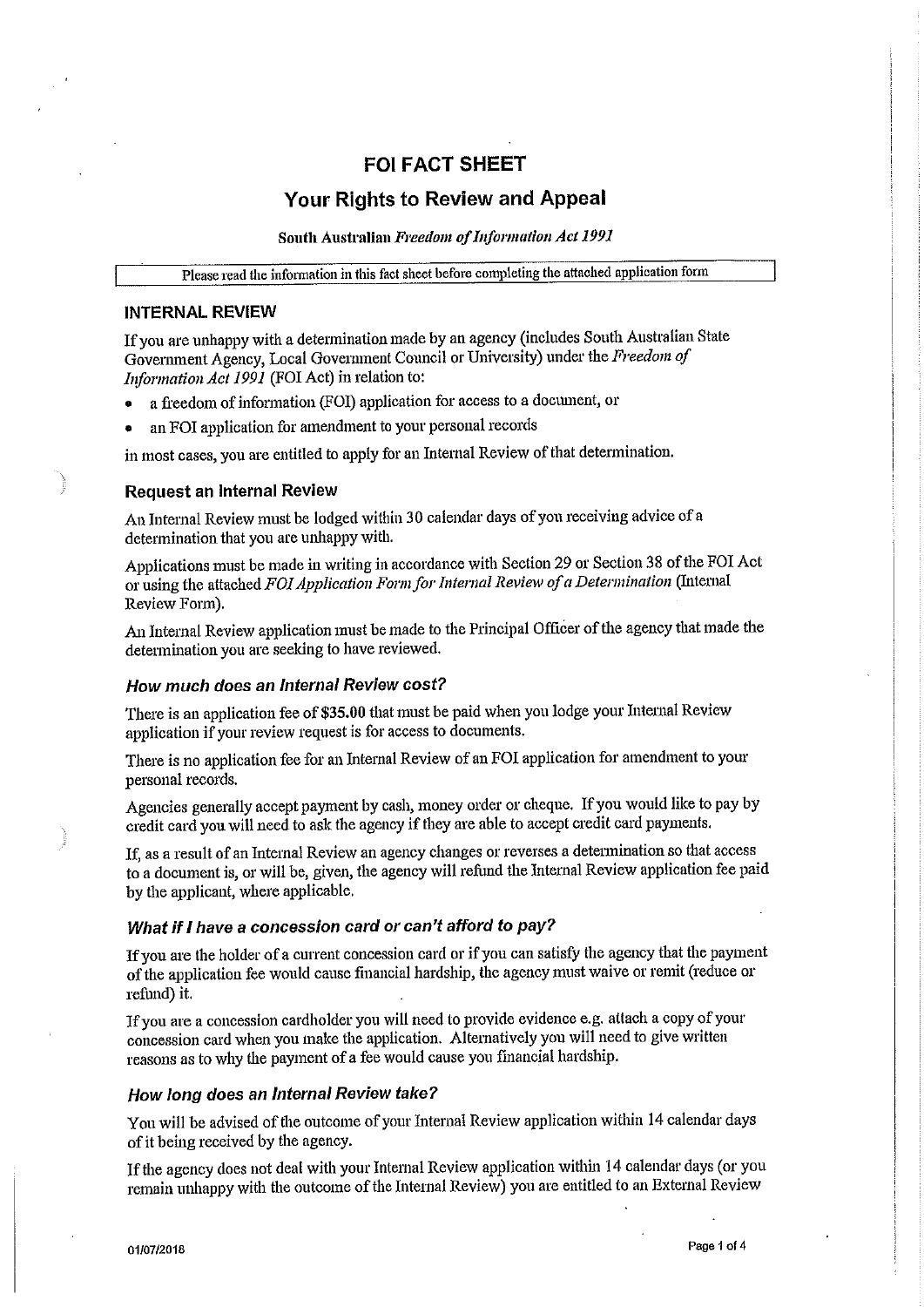# FOI FACT SHEET

## Your Rights to Review and Appeal

**South Australian *Freedom of Information Act 1991***

| Please read the information in this fact sheet before completing the attached application form |
|---|

## INTERNAL REVIEW

If you are unhappy with a determination made by an agency (includes South Australian State Government Agency, Local Government Council or University) under the *Freedom of Information Act 1991* (FOI Act) in relation to:

- a freedom of information (FOI) application for access to a document, or
- an FOI application for amendment to your personal records

in most cases, you are entitled to apply for an Internal Review of that determination.

### Request an Internal Review

An Internal Review must be lodged within 30 calendar days of you receiving advice of a determination that you are unhappy with.

Applications must be made in writing in accordance with Section 29 or Section 38 of the FOI Act or using the attached *FOI Application Form for Internal Review of a Determination* (Internal Review Form).

An Internal Review application must be made to the Principal Officer of the agency that made the determination you are seeking to have reviewed.

### *How much does an Internal Review cost?*

There is an application fee of **$35.00** that must be paid when you lodge your Internal Review application if your review request is for access to documents.

There is no application fee for an Internal Review of an FOI application for amendment to your personal records.

Agencies generally accept payment by cash, money order or cheque. If you would like to pay by credit card you will need to ask the agency if they are able to accept credit card payments.

If, as a result of an Internal Review an agency changes or reverses a determination so that access to a document is, or will be, given, the agency will refund the Internal Review application fee paid by the applicant, where applicable.

### *What if I have a concession card or can't afford to pay?*

If you are the holder of a current concession card or if you can satisfy the agency that the payment of the application fee would cause financial hardship, the agency must waive or remit (reduce or refund) it.

If you are a concession cardholder you will need to provide evidence e.g. attach a copy of your concession card when you make the application. Alternatively you will need to give written reasons as to why the payment of a fee would cause you financial hardship.

### *How long does an Internal Review take?*

You will be advised of the outcome of your Internal Review application within 14 calendar days of it being received by the agency.

If the agency does not deal with your Internal Review application within 14 calendar days (or you remain unhappy with the outcome of the Internal Review) you are entitled to an External Review

01/07/2018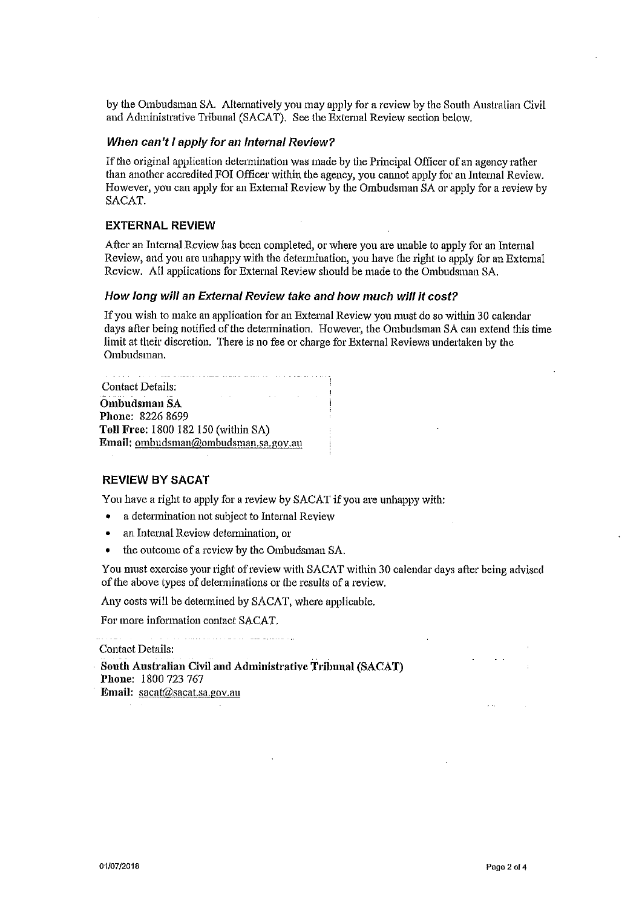by the Ombudsman SA. Alternatively you may apply for a review by the South Australian Civil and Administrative Tribunal (SACAT). See the External Review section below.

### *When can't I apply for an Internal Review?*

If the original application determination was made by the Principal Officer of an agency rather than another accredited FOI Officer within the agency, you cannot apply for an Internal Review. However, you can apply for an External Review by the Ombudsman SA or apply for a review by SACAT.

## EXTERNAL REVIEW

After an Internal Review has been completed, or where you are unable to apply for an Internal Review, and you are unhappy with the determination, you have the right to apply for an External Review. All applications for External Review should be made to the Ombudsman SA.

### *How long will an External Review take and how much will it cost?*

If you wish to make an application for an External Review you must do so within 30 calendar days after being notified of the determination. However, the Ombudsman SA can extend this time limit at their discretion. There is no fee or charge for External Reviews undertaken by the Ombudsman.

Contact Details:
**Ombudsman SA**
**Phone:** 8226 8699
**Toll Free:** 1800 182 150 (within SA)
**Email:** ombudsman@ombudsman.sa.gov.au

## REVIEW BY SACAT

You have a right to apply for a review by SACAT if you are unhappy with:

- a determination not subject to Internal Review
- an Internal Review determination, or
- the outcome of a review by the Ombudsman SA.

You must exercise your right of review with SACAT within 30 calendar days after being advised of the above types of determinations or the results of a review.

Any costs will be determined by SACAT, where applicable.

For more information contact SACAT.

Contact Details:
**South Australian Civil and Administrative Tribunal (SACAT)**
**Phone:** 1800 723 767
**Email:** sacat@sacat.sa.gov.au

01/07/2018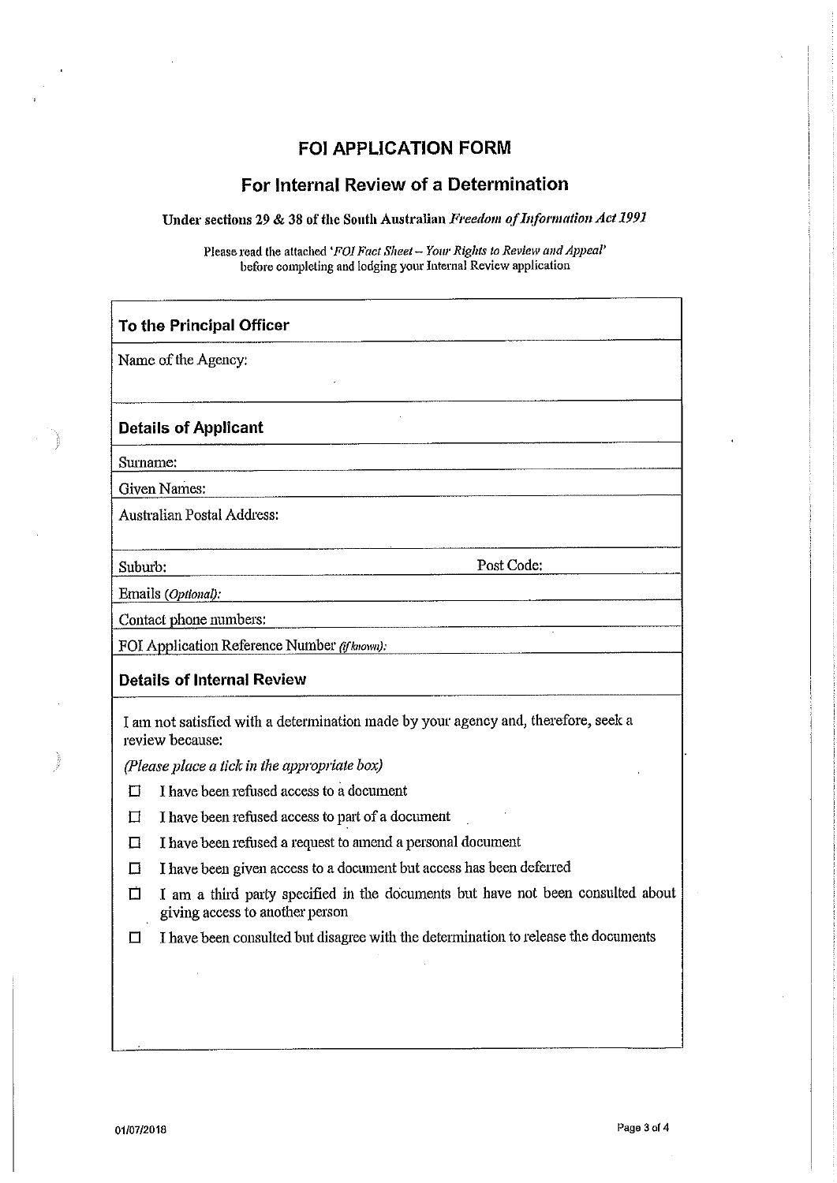# FOI APPLICATION FORM

## For Internal Review of a Determination

**Under sections 29 & 38 of the South Australian *Freedom of Information Act 1991***

Please read the attached '*FOI Fact Sheet – Your Rights to Review and Appeal*' before completing and lodging your Internal Review application

### To the Principal Officer

Name of the Agency:

### Details of Applicant

Surname:

Given Names:

Australian Postal Address:

Suburb: Post Code:

Emails *(Optional)*:

Contact phone numbers:

FOI Application Reference Number *(if known)*:

### Details of Internal Review

I am not satisfied with a determination made by your agency and, therefore, seek a review because:

*(Please place a tick in the appropriate box)*

- ☐ I have been refused access to a document
- ☐ I have been refused access to part of a document
- ☐ I have been refused a request to amend a personal document
- ☐ I have been given access to a document but access has been deferred
- ☐ I am a third party specified in the documents but have not been consulted about giving access to another person
- ☐ I have been consulted but disagree with the determination to release the documents

01/07/2018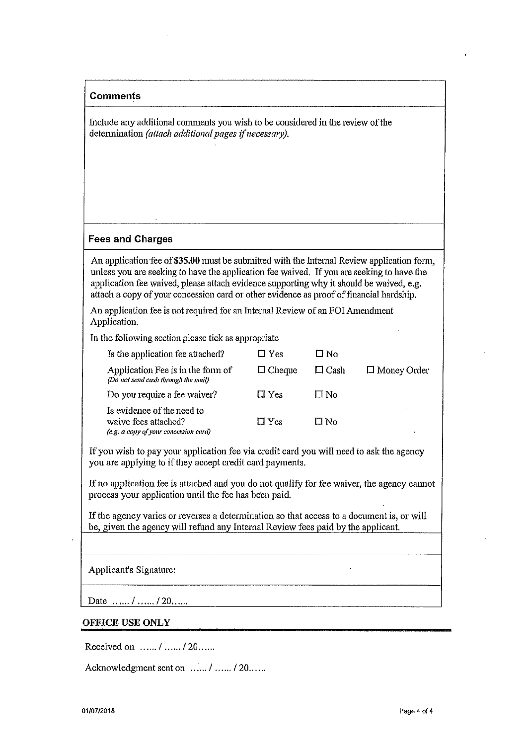## Comments

Include any additional comments you wish to be considered in the review of the determination *(attach additional pages if necessary).*

## Fees and Charges

An application fee of **$35.00** must be submitted with the Internal Review application form, unless you are seeking to have the application fee waived. If you are seeking to have the application fee waived, please attach evidence supporting why it should be waived, e.g. attach a copy of your concession card or other evidence as proof of financial hardship.

An application fee is not required for an Internal Review of an FOI Amendment Application.

In the following section please tick as appropriate

| | | | |
|---|---|---|---|
| Is the application fee attached? | ☐ Yes | ☐ No | |
| Application Fee is in the form of *(Do not send cash through the mail)* | ☐ Cheque | ☐ Cash | ☐ Money Order |
| Do you require a fee waiver? | ☐ Yes | ☐ No | |
| Is evidence of the need to waive fees attached? *(e.g. a copy of your concession card)* | ☐ Yes | ☐ No | |

If you wish to pay your application fee via credit card you will need to ask the agency you are applying to if they accept credit card payments.

If no application fee is attached and you do not qualify for fee waiver, the agency cannot process your application until the fee has been paid.

If the agency varies or reverses a determination so that access to a document is, or will be, given the agency will refund any Internal Review fees paid by the applicant.

Applicant's Signature:

Date ...... / ...... / 20......

**OFFICE USE ONLY**

Received on ...... / ...... / 20......

Acknowledgment sent on ...... / ...... / 20......

01/07/2018